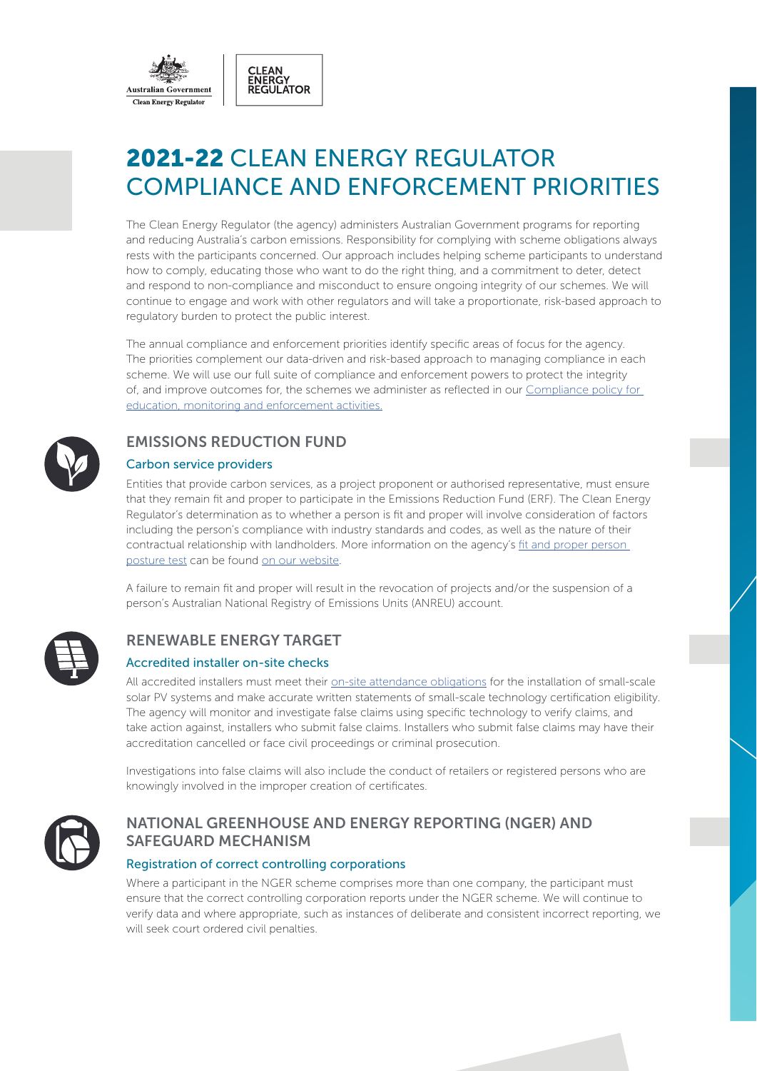# **2021-22** CLEAN ENERGY REGULATOR COMPLIANCE AND ENFORCEMENT PRIORITIES

The Clean Energy Regulator (the agency) administers Australian Government programs for reporting and reducing Australia's carbon emissions. Responsibility for complying with scheme obligations always rests with the participants concerned. Our approach includes helping scheme participants to understand how to comply, educating those who want to do the right thing, and a commitment to deter, detect and respond to non-compliance and misconduct to ensure ongoing integrity of our schemes. We will continue to engage and work with other regulators and will take a proportionate, risk-based approach to regulatory burden to protect the public interest.

The annual compliance and enforcement priorities identify specific areas of focus for the agency. The priorities complement our data-driven and risk-based approach to managing compliance in each scheme. We will use our full suite of compliance and enforcement powers to protect the integrity of, and improve outcomes for, the schemes we administer as reflected in our Compliance policy for education, monitoring and enforcement activities.

## EMISSIONS REDUCTION FUND

### Carbon service providers

Entities that provide carbon services, as a project proponent or authorised representative, must ensure that they remain fit and proper to participate in the Emissions Reduction Fund (ERF). The Clean Energy Regulator's determination as to whether a person is fit and proper will involve consideration of factors including the person's compliance with industry standards and codes, as well as the nature of their contractual relationship with landholders. More information on the agency's fit and proper person posture test can be found on our website.

A failure to remain fit and proper will result in the revocation of projects and/or the suspension of a person's Australian National Registry of Emissions Units (ANREU) account.

## RENEWABLE ENERGY TARGET

### Accredited installer on-site checks

All accredited installers must meet their on-site attendance obligations for the installation of small-scale solar PV systems and make accurate written statements of small-scale technology certification eligibility. The agency will monitor and investigate false claims using specific technology to verify claims, and take action against, installers who submit false claims. Installers who submit false claims may have their accreditation cancelled or face civil proceedings or criminal prosecution.

Investigations into false claims will also include the conduct of retailers or registered persons who are knowingly involved in the improper creation of certificates.

## NATIONAL GREENHOUSE AND ENERGY REPORTING (NGER) AND SAFEGUARD MECHANISM

### Registration of correct controlling corporations

Where a participant in the NGER scheme comprises more than one company, the participant must ensure that the correct controlling corporation reports under the NGER scheme. We will continue to verify data and where appropriate, such as instances of deliberate and consistent incorrect reporting, we will seek court ordered civil penalties.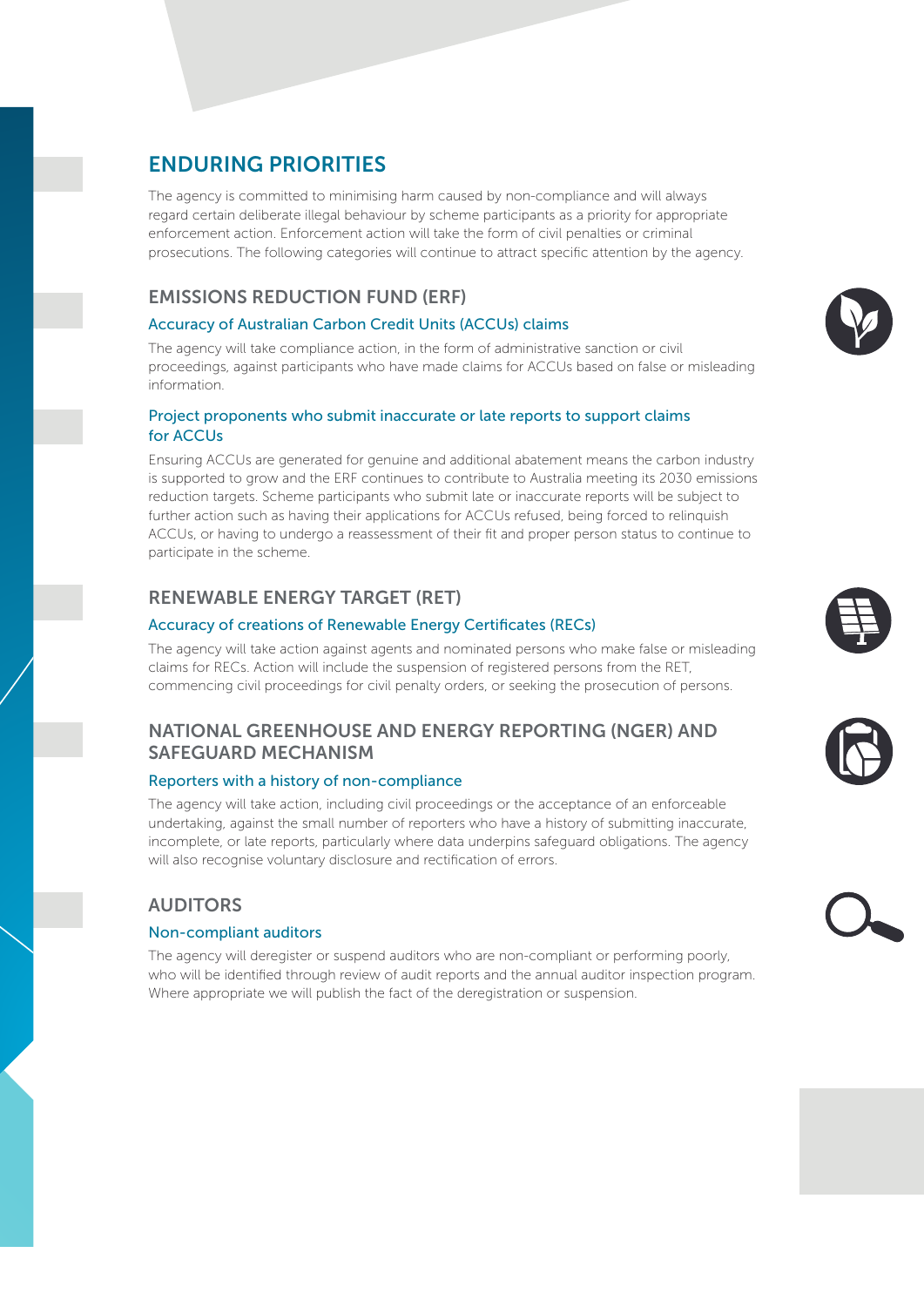## ENDURING PRIORITIES

The agency is committed to minimising harm caused by non-compliance and will always regard certain deliberate illegal behaviour by scheme participants as a priority for appropriate enforcement action. Enforcement action will take the form of civil penalties or criminal prosecutions. The following categories will continue to attract specific attention by the agency.

### EMISSIONS REDUCTION FUND (ERF)

#### Accuracy of Australian Carbon Credit Units (ACCUs) claims

The agency will take compliance action, in the form of administrative sanction or civil proceedings, against participants who have made claims for ACCUs based on false or misleading information.

#### Project proponents who submit inaccurate or late reports to support claims for ACCUs

Ensuring ACCUs are generated for genuine and additional abatement means the carbon industry is supported to grow and the ERF continues to contribute to Australia meeting its 2030 emissions reduction targets. Scheme participants who submit late or inaccurate reports will be subject to further action such as having their applications for ACCUs refused, being forced to relinquish ACCUs, or having to undergo a reassessment of their fit and proper person status to continue to participate in the scheme.

### RENEWABLE ENERGY TARGET (RET)

#### Accuracy of creations of Renewable Energy Certificates (RECs)

The agency will take action against agents and nominated persons who make false or misleading claims for RECs. Action will include the suspension of registered persons from the RET, commencing civil proceedings for civil penalty orders, or seeking the prosecution of persons.

### NATIONAL GREENHOUSE AND ENERGY REPORTING (NGER) AND SAFEGUARD MECHANISM

#### Reporters with a history of non-compliance

The agency will take action, including civil proceedings or the acceptance of an enforceable undertaking, against the small number of reporters who have a history of submitting inaccurate, incomplete, or late reports, particularly where data underpins safeguard obligations. The agency will also recognise voluntary disclosure and rectification of errors.

### AUDITORS

#### Non-compliant auditors

The agency will deregister or suspend auditors who are non-compliant or performing poorly, who will be identified through review of audit reports and the annual auditor inspection program. Where appropriate we will publish the fact of the deregistration or suspension.